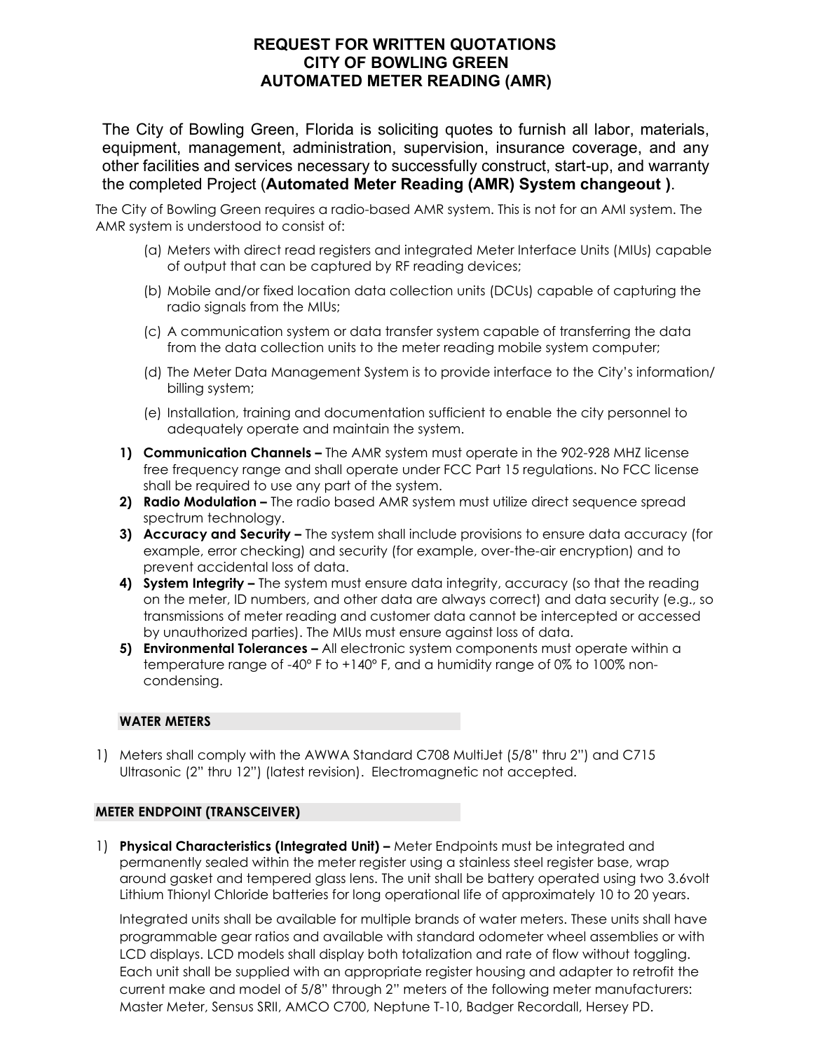# REQUEST FOR WRITTEN QUOTATIONS
# CITY OF BOWLING GREEN
# AUTOMATED METER READING (AMR)

The City of Bowling Green, Florida is soliciting quotes to furnish all labor, materials, equipment, management, administration, supervision, insurance coverage, and any other facilities and services necessary to successfully construct, start-up, and warranty the completed Project (**Automated Meter Reading (AMR) System changeout )**.

The City of Bowling Green requires a radio-based AMR system. This is not for an AMI system. The AMR system is understood to consist of:

(a) Meters with direct read registers and integrated Meter Interface Units (MIUs) capable of output that can be captured by RF reading devices;

(b) Mobile and/or fixed location data collection units (DCUs) capable of capturing the radio signals from the MIUs;

(c) A communication system or data transfer system capable of transferring the data from the data collection units to the meter reading mobile system computer;

(d) The Meter Data Management System is to provide interface to the City's information/ billing system;

(e) Installation, training and documentation sufficient to enable the city personnel to adequately operate and maintain the system.

1) **Communication Channels –** The AMR system must operate in the 902-928 MHZ license free frequency range and shall operate under FCC Part 15 regulations. No FCC license shall be required to use any part of the system.
2) **Radio Modulation –** The radio based AMR system must utilize direct sequence spread spectrum technology.
3) **Accuracy and Security –** The system shall include provisions to ensure data accuracy (for example, error checking) and security (for example, over-the-air encryption) and to prevent accidental loss of data.
4) **System Integrity –** The system must ensure data integrity, accuracy (so that the reading on the meter, ID numbers, and other data are always correct) and data security (e.g., so transmissions of meter reading and customer data cannot be intercepted or accessed by unauthorized parties). The MIUs must ensure against loss of data.
5) **Environmental Tolerances –** All electronic system components must operate within a temperature range of -40° F to +140° F, and a humidity range of 0% to 100% non-condensing.

## WATER METERS

1) Meters shall comply with the AWWA Standard C708 MultiJet (5/8" thru 2") and C715 Ultrasonic (2" thru 12") (latest revision). Electromagnetic not accepted.

## METER ENDPOINT (TRANSCEIVER)

1) **Physical Characteristics (Integrated Unit) –** Meter Endpoints must be integrated and permanently sealed within the meter register using a stainless steel register base, wrap around gasket and tempered glass lens. The unit shall be battery operated using two 3.6volt Lithium Thionyl Chloride batteries for long operational life of approximately 10 to 20 years.

   Integrated units shall be available for multiple brands of water meters. These units shall have programmable gear ratios and available with standard odometer wheel assemblies or with LCD displays. LCD models shall display both totalization and rate of flow without toggling. Each unit shall be supplied with an appropriate register housing and adapter to retrofit the current make and model of 5/8" through 2" meters of the following meter manufacturers: Master Meter, Sensus SRII, AMCO C700, Neptune T-10, Badger Recordall, Hersey PD.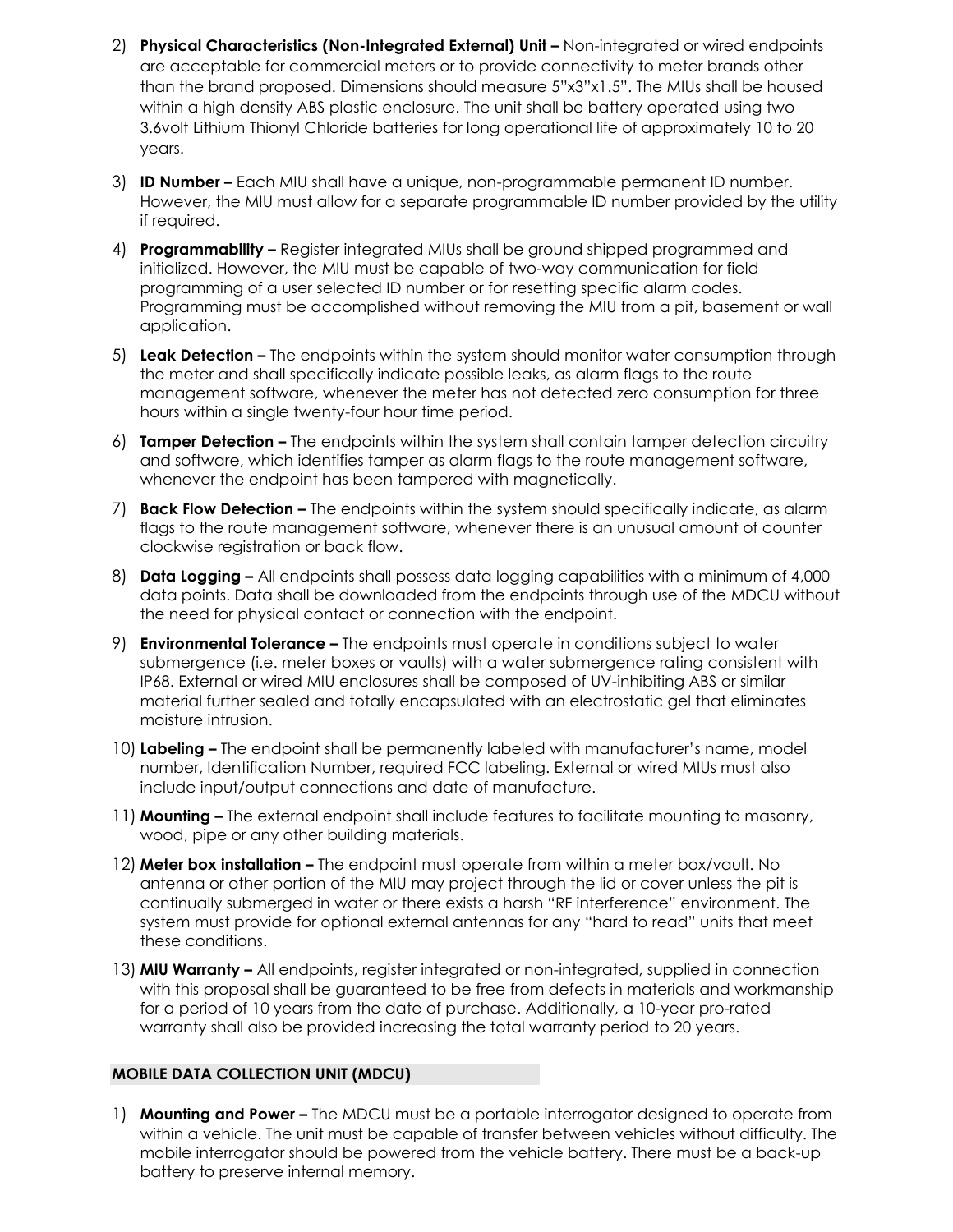2) **Physical Characteristics (Non-Integrated External) Unit –** Non-integrated or wired endpoints are acceptable for commercial meters or to provide connectivity to meter brands other than the brand proposed. Dimensions should measure 5"x3"x1.5". The MIUs shall be housed within a high density ABS plastic enclosure. The unit shall be battery operated using two 3.6volt Lithium Thionyl Chloride batteries for long operational life of approximately 10 to 20 years.

3) **ID Number –** Each MIU shall have a unique, non-programmable permanent ID number. However, the MIU must allow for a separate programmable ID number provided by the utility if required.

4) **Programmability –** Register integrated MIUs shall be ground shipped programmed and initialized. However, the MIU must be capable of two-way communication for field programming of a user selected ID number or for resetting specific alarm codes. Programming must be accomplished without removing the MIU from a pit, basement or wall application.

5) **Leak Detection –** The endpoints within the system should monitor water consumption through the meter and shall specifically indicate possible leaks, as alarm flags to the route management software, whenever the meter has not detected zero consumption for three hours within a single twenty-four hour time period.

6) **Tamper Detection –** The endpoints within the system shall contain tamper detection circuitry and software, which identifies tamper as alarm flags to the route management software, whenever the endpoint has been tampered with magnetically.

7) **Back Flow Detection –** The endpoints within the system should specifically indicate, as alarm flags to the route management software, whenever there is an unusual amount of counter clockwise registration or back flow.

8) **Data Logging –** All endpoints shall possess data logging capabilities with a minimum of 4,000 data points. Data shall be downloaded from the endpoints through use of the MDCU without the need for physical contact or connection with the endpoint.

9) **Environmental Tolerance –** The endpoints must operate in conditions subject to water submergence (i.e. meter boxes or vaults) with a water submergence rating consistent with IP68. External or wired MIU enclosures shall be composed of UV-inhibiting ABS or similar material further sealed and totally encapsulated with an electrostatic gel that eliminates moisture intrusion.

10) **Labeling –** The endpoint shall be permanently labeled with manufacturer's name, model number, Identification Number, required FCC labeling. External or wired MIUs must also include input/output connections and date of manufacture.

11) **Mounting –** The external endpoint shall include features to facilitate mounting to masonry, wood, pipe or any other building materials.

12) **Meter box installation –** The endpoint must operate from within a meter box/vault. No antenna or other portion of the MIU may project through the lid or cover unless the pit is continually submerged in water or there exists a harsh "RF interference" environment. The system must provide for optional external antennas for any "hard to read" units that meet these conditions.

13) **MIU Warranty –** All endpoints, register integrated or non-integrated, supplied in connection with this proposal shall be guaranteed to be free from defects in materials and workmanship for a period of 10 years from the date of purchase. Additionally, a 10-year pro-rated warranty shall also be provided increasing the total warranty period to 20 years.

## MOBILE DATA COLLECTION UNIT (MDCU)

1) **Mounting and Power –** The MDCU must be a portable interrogator designed to operate from within a vehicle. The unit must be capable of transfer between vehicles without difficulty. The mobile interrogator should be powered from the vehicle battery. There must be a back-up battery to preserve internal memory.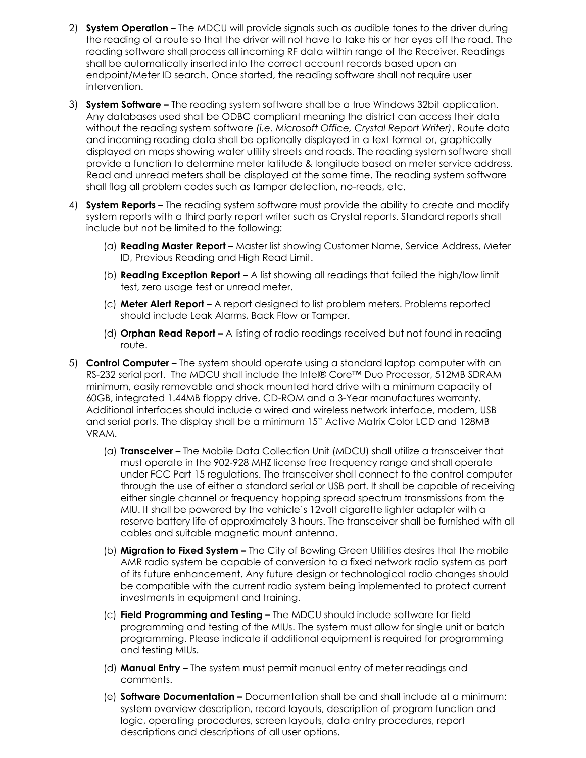2) **System Operation –** The MDCU will provide signals such as audible tones to the driver during the reading of a route so that the driver will not have to take his or her eyes off the road. The reading software shall process all incoming RF data within range of the Receiver. Readings shall be automatically inserted into the correct account records based upon an endpoint/Meter ID search. Once started, the reading software shall not require user intervention.

3) **System Software –** The reading system software shall be a true Windows 32bit application. Any databases used shall be ODBC compliant meaning the district can access their data without the reading system software *(i.e. Microsoft Office, Crystal Report Writer)*. Route data and incoming reading data shall be optionally displayed in a text format or, graphically displayed on maps showing water utility streets and roads. The reading system software shall provide a function to determine meter latitude & longitude based on meter service address. Read and unread meters shall be displayed at the same time. The reading system software shall flag all problem codes such as tamper detection, no-reads, etc.

4) **System Reports –** The reading system software must provide the ability to create and modify system reports with a third party report writer such as Crystal reports. Standard reports shall include but not be limited to the following:

   (a) **Reading Master Report –** Master list showing Customer Name, Service Address, Meter ID, Previous Reading and High Read Limit.

   (b) **Reading Exception Report –** A list showing all readings that failed the high/low limit test, zero usage test or unread meter.

   (c) **Meter Alert Report –** A report designed to list problem meters. Problems reported should include Leak Alarms, Back Flow or Tamper.

   (d) **Orphan Read Report –** A listing of radio readings received but not found in reading route.

5) **Control Computer –** The system should operate using a standard laptop computer with an RS-232 serial port. The MDCU shall include the Intel® Core™ Duo Processor, 512MB SDRAM minimum, easily removable and shock mounted hard drive with a minimum capacity of 60GB, integrated 1.44MB floppy drive, CD-ROM and a 3-Year manufactures warranty. Additional interfaces should include a wired and wireless network interface, modem, USB and serial ports. The display shall be a minimum 15" Active Matrix Color LCD and 128MB VRAM.

   (a) **Transceiver –** The Mobile Data Collection Unit (MDCU) shall utilize a transceiver that must operate in the 902-928 MHZ license free frequency range and shall operate under FCC Part 15 regulations. The transceiver shall connect to the control computer through the use of either a standard serial or USB port. It shall be capable of receiving either single channel or frequency hopping spread spectrum transmissions from the MIU. It shall be powered by the vehicle's 12volt cigarette lighter adapter with a reserve battery life of approximately 3 hours. The transceiver shall be furnished with all cables and suitable magnetic mount antenna.

   (b) **Migration to Fixed System –** The City of Bowling Green Utilities desires that the mobile AMR radio system be capable of conversion to a fixed network radio system as part of its future enhancement. Any future design or technological radio changes should be compatible with the current radio system being implemented to protect current investments in equipment and training.

   (c) **Field Programming and Testing –** The MDCU should include software for field programming and testing of the MIUs. The system must allow for single unit or batch programming. Please indicate if additional equipment is required for programming and testing MIUs.

   (d) **Manual Entry –** The system must permit manual entry of meter readings and comments.

   (e) **Software Documentation –** Documentation shall be and shall include at a minimum: system overview description, record layouts, description of program function and logic, operating procedures, screen layouts, data entry procedures, report descriptions and descriptions of all user options.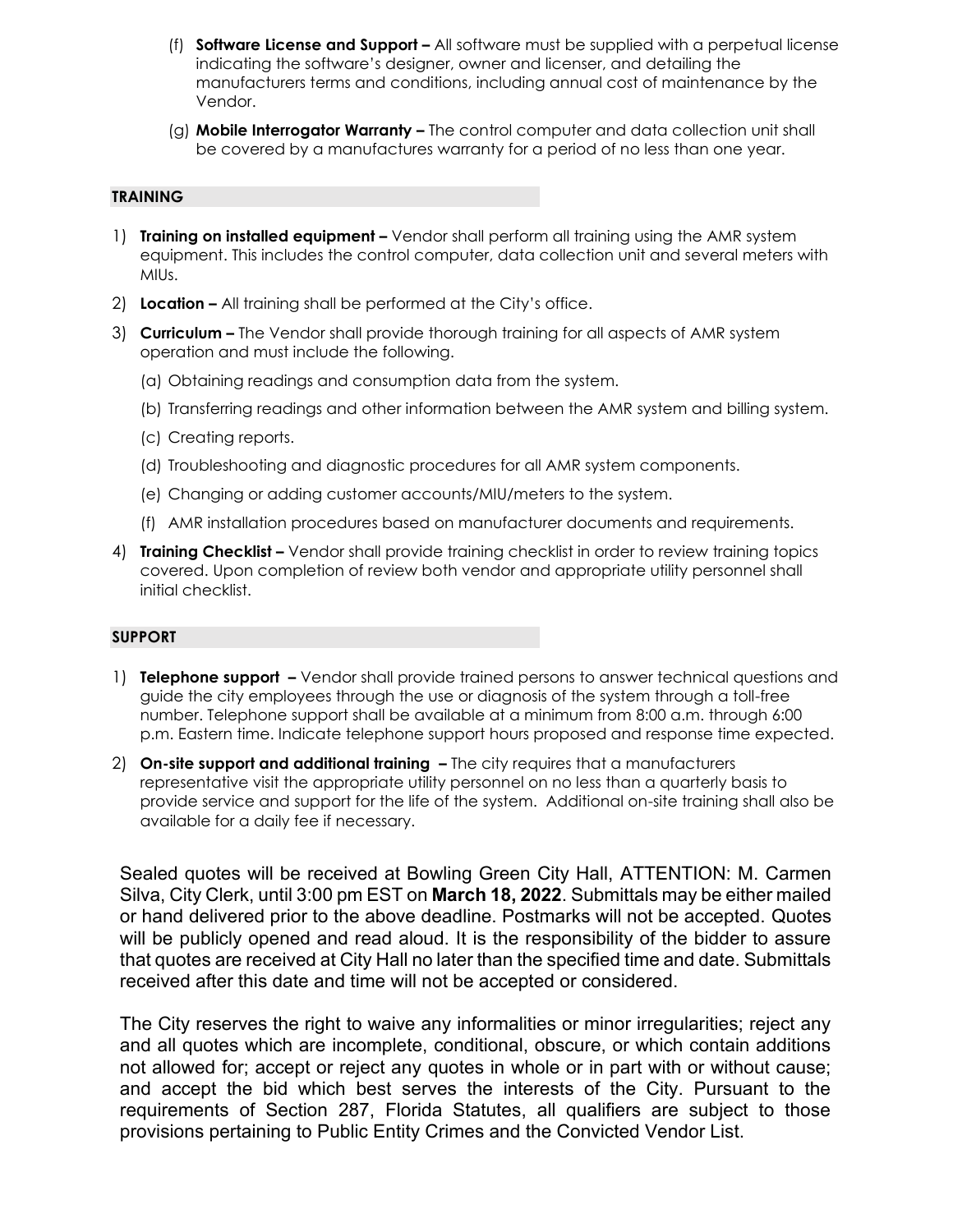(f) **Software License and Support –** All software must be supplied with a perpetual license indicating the software's designer, owner and licenser, and detailing the manufacturers terms and conditions, including annual cost of maintenance by the Vendor.

(g) **Mobile Interrogator Warranty –** The control computer and data collection unit shall be covered by a manufactures warranty for a period of no less than one year.

## TRAINING

1) **Training on installed equipment –** Vendor shall perform all training using the AMR system equipment. This includes the control computer, data collection unit and several meters with MIUs.

2) **Location –** All training shall be performed at the City's office.

3) **Curriculum –** The Vendor shall provide thorough training for all aspects of AMR system operation and must include the following.

   (a) Obtaining readings and consumption data from the system.

   (b) Transferring readings and other information between the AMR system and billing system.

   (c) Creating reports.

   (d) Troubleshooting and diagnostic procedures for all AMR system components.

   (e) Changing or adding customer accounts/MIU/meters to the system.

   (f) AMR installation procedures based on manufacturer documents and requirements.

4) **Training Checklist –** Vendor shall provide training checklist in order to review training topics covered. Upon completion of review both vendor and appropriate utility personnel shall initial checklist.

## SUPPORT

1) **Telephone support –** Vendor shall provide trained persons to answer technical questions and guide the city employees through the use or diagnosis of the system through a toll-free number. Telephone support shall be available at a minimum from 8:00 a.m. through 6:00 p.m. Eastern time. Indicate telephone support hours proposed and response time expected.

2) **On-site support and additional training –** The city requires that a manufacturers representative visit the appropriate utility personnel on no less than a quarterly basis to provide service and support for the life of the system. Additional on-site training shall also be available for a daily fee if necessary.

Sealed quotes will be received at Bowling Green City Hall, ATTENTION: M. Carmen Silva, City Clerk, until 3:00 pm EST on **March 18, 2022**. Submittals may be either mailed or hand delivered prior to the above deadline. Postmarks will not be accepted. Quotes will be publicly opened and read aloud. It is the responsibility of the bidder to assure that quotes are received at City Hall no later than the specified time and date. Submittals received after this date and time will not be accepted or considered.

The City reserves the right to waive any informalities or minor irregularities; reject any and all quotes which are incomplete, conditional, obscure, or which contain additions not allowed for; accept or reject any quotes in whole or in part with or without cause; and accept the bid which best serves the interests of the City. Pursuant to the requirements of Section 287, Florida Statutes, all qualifiers are subject to those provisions pertaining to Public Entity Crimes and the Convicted Vendor List.